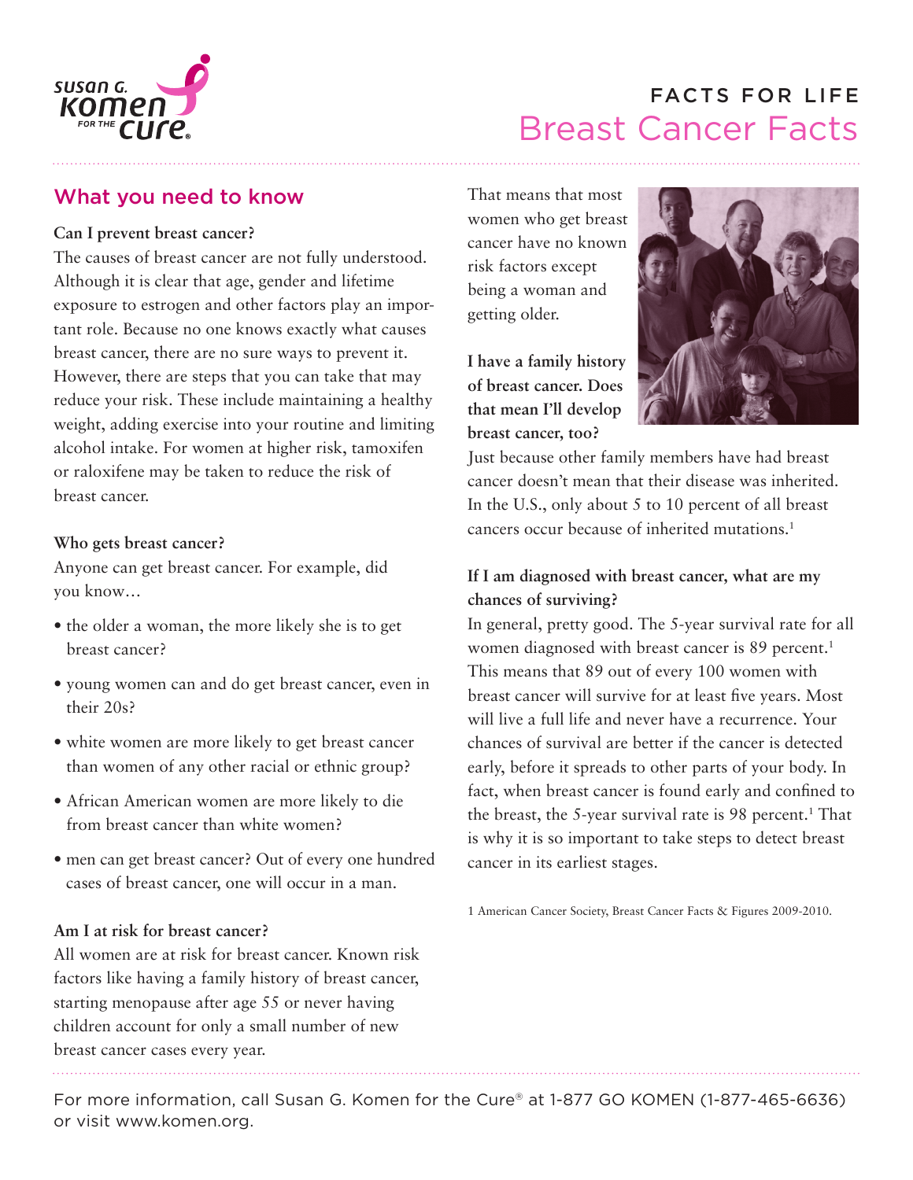Susan G. Komen for the Cure®

# FACTS FOR LIFE
# Breast Cancer Facts

## What you need to know

**Can I prevent breast cancer?**

The causes of breast cancer are not fully understood. Although it is clear that age, gender and lifetime exposure to estrogen and other factors play an important role. Because no one knows exactly what causes breast cancer, there are no sure ways to prevent it. However, there are steps that you can take that may reduce your risk. These include maintaining a healthy weight, adding exercise into your routine and limiting alcohol intake. For women at higher risk, tamoxifen or raloxifene may be taken to reduce the risk of breast cancer.

**Who gets breast cancer?**

Anyone can get breast cancer. For example, did you know…

- the older a woman, the more likely she is to get breast cancer?
- young women can and do get breast cancer, even in their 20s?
- white women are more likely to get breast cancer than women of any other racial or ethnic group?
- African American women are more likely to die from breast cancer than white women?
- men can get breast cancer? Out of every one hundred cases of breast cancer, one will occur in a man.

**Am I at risk for breast cancer?**

All women are at risk for breast cancer. Known risk factors like having a family history of breast cancer, starting menopause after age 55 or never having children account for only a small number of new breast cancer cases every year. That means that most women who get breast cancer have no known risk factors except being a woman and getting older.

**I have a family history of breast cancer. Does that mean I'll develop breast cancer, too?**

Just because other family members have had breast cancer doesn't mean that their disease was inherited. In the U.S., only about 5 to 10 percent of all breast cancers occur because of inherited mutations.[1]

**If I am diagnosed with breast cancer, what are my chances of surviving?**

In general, pretty good. The 5-year survival rate for all women diagnosed with breast cancer is 89 percent.[1] This means that 89 out of every 100 women with breast cancer will survive for at least five years. Most will live a full life and never have a recurrence. Your chances of survival are better if the cancer is detected early, before it spreads to other parts of your body. In fact, when breast cancer is found early and confined to the breast, the 5-year survival rate is 98 percent.[1] That is why it is so important to take steps to detect breast cancer in its earliest stages.

1 American Cancer Society, Breast Cancer Facts & Figures 2009-2010.

For more information, call Susan G. Komen for the Cure® at 1-877 GO KOMEN (1-877-465-6636) or visit www.komen.org.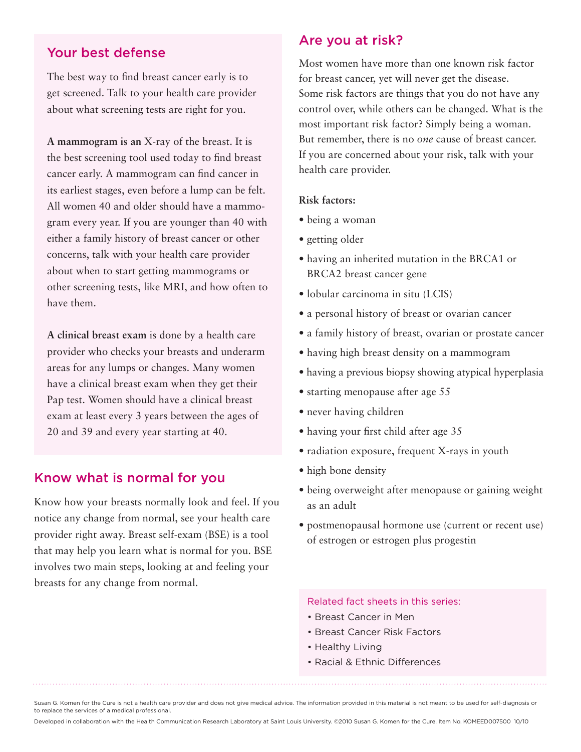## Your best defense

The best way to find breast cancer early is to get screened. Talk to your health care provider about what screening tests are right for you.

**A mammogram is an** X-ray of the breast. It is the best screening tool used today to find breast cancer early. A mammogram can find cancer in its earliest stages, even before a lump can be felt. All women 40 and older should have a mammogram every year. If you are younger than 40 with either a family history of breast cancer or other concerns, talk with your health care provider about when to start getting mammograms or other screening tests, like MRI, and how often to have them.

**A clinical breast exam** is done by a health care provider who checks your breasts and underarm areas for any lumps or changes. Many women have a clinical breast exam when they get their Pap test. Women should have a clinical breast exam at least every 3 years between the ages of 20 and 39 and every year starting at 40.

## Know what is normal for you

Know how your breasts normally look and feel. If you notice any change from normal, see your health care provider right away. Breast self-exam (BSE) is a tool that may help you learn what is normal for you. BSE involves two main steps, looking at and feeling your breasts for any change from normal.

## Are you at risk?

Most women have more than one known risk factor for breast cancer, yet will never get the disease. Some risk factors are things that you do not have any control over, while others can be changed. What is the most important risk factor? Simply being a woman. But remember, there is no *one* cause of breast cancer. If you are concerned about your risk, talk with your health care provider.

**Risk factors:**

- being a woman
- getting older
- having an inherited mutation in the BRCA1 or BRCA2 breast cancer gene
- lobular carcinoma in situ (LCIS)
- a personal history of breast or ovarian cancer
- a family history of breast, ovarian or prostate cancer
- having high breast density on a mammogram
- having a previous biopsy showing atypical hyperplasia
- starting menopause after age 55
- never having children
- having your first child after age 35
- radiation exposure, frequent X-rays in youth
- high bone density
- being overweight after menopause or gaining weight as an adult
- postmenopausal hormone use (current or recent use) of estrogen or estrogen plus progestin

Related fact sheets in this series:

- Breast Cancer in Men
- Breast Cancer Risk Factors
- Healthy Living
- Racial & Ethnic Differences

Susan G. Komen for the Cure is not a health care provider and does not give medical advice. The information provided in this material is not meant to be used for self-diagnosis or to replace the services of a medical professional.

Developed in collaboration with the Health Communication Research Laboratory at Saint Louis University. ©2010 Susan G. Komen for the Cure. Item No. KOMEED007500 10/10